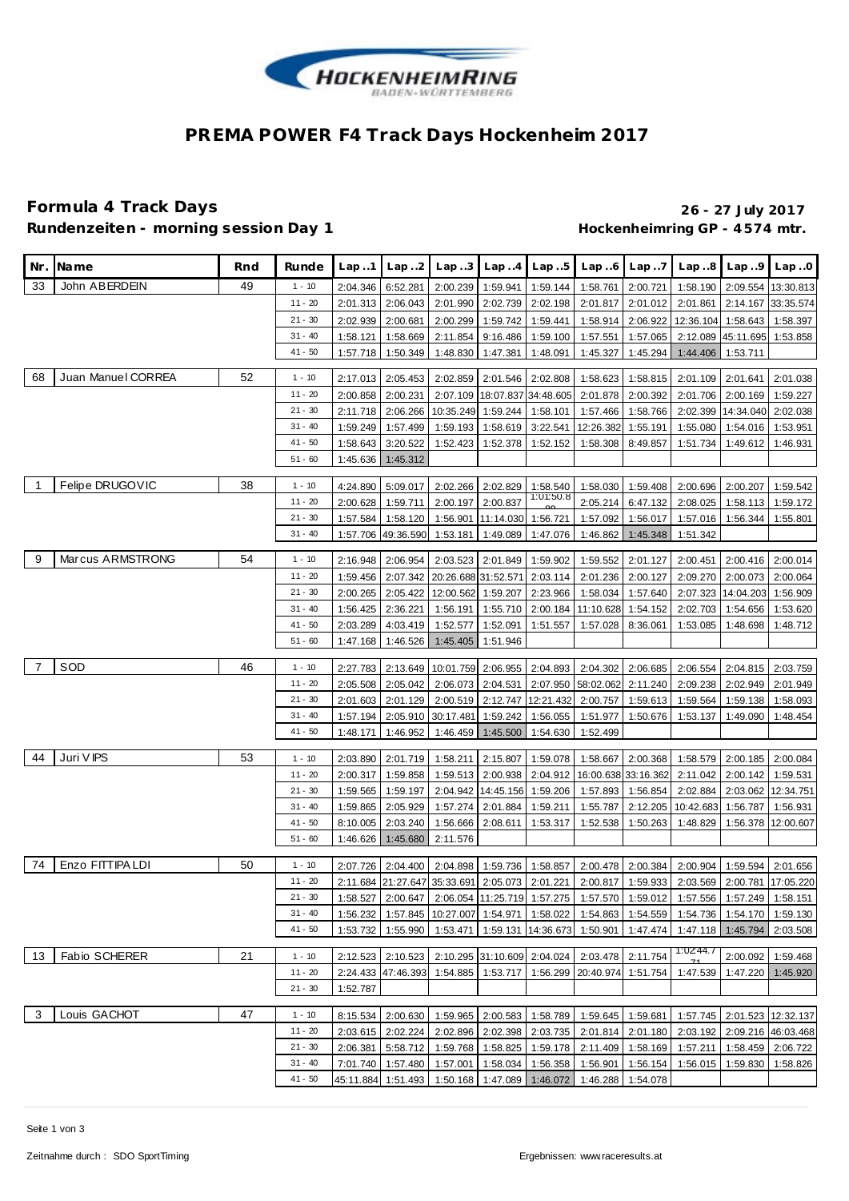# PREMA POWER F4 Track Days Hockenheim 2017

## Formula 4 Track Days

**26 - 27 July 2017**

**Rundenzeiten - morning session Day 1**

**Hockenheimring GP - 4574 mtr.**

| Nr. | Name | Rnd | Runde | Lap..1 | Lap..2 | Lap..3 | Lap..4 | Lap..5 | Lap..6 | Lap..7 | Lap..8 | Lap..9 | Lap..0 |
|---|---|---|---|---|---|---|---|---|---|---|---|---|---|
| 33 | John ABERDEIN | 49 | 1 - 10 | 2:04.346 | 6:52.281 | 2:00.239 | 1:59.941 | 1:59.144 | 1:58.761 | 2:00.721 | 1:58.190 | 2:09.554 | 13:30.813 |
| | | | 11 - 20 | 2:01.313 | 2:06.043 | 2:01.990 | 2:02.739 | 2:02.198 | 2:01.817 | 2:01.012 | 2:01.861 | 2:14.167 | 33:35.574 |
| | | | 21 - 30 | 2:02.939 | 2:00.681 | 2:00.299 | 1:59.742 | 1:59.441 | 1:58.914 | 2:06.922 | 12:36.104 | 1:58.643 | 1:58.397 |
| | | | 31 - 40 | 1:58.121 | 1:58.669 | 2:11.854 | 9:16.486 | 1:59.100 | 1:57.551 | 1:57.065 | 2:12.089 | 45:11.695 | 1:53.858 |
| | | | 41 - 50 | 1:57.718 | 1:50.349 | 1:48.830 | 1:47.381 | 1:48.091 | 1:45.327 | 1:45.294 | 1:44.406 | 1:53.711 | |
| 68 | Juan Manuel CORREA | 52 | 1 - 10 | 2:17.013 | 2:05.453 | 2:02.859 | 2:01.546 | 2:02.808 | 1:58.623 | 1:58.815 | 2:01.109 | 2:01.641 | 2:01.038 |
| | | | 11 - 20 | 2:00.858 | 2:00.231 | 2:07.109 | 18:07.837 | 34:48.605 | 2:01.878 | 2:00.392 | 2:01.706 | 2:00.169 | 1:59.227 |
| | | | 21 - 30 | 2:11.718 | 2:06.266 | 10:35.249 | 1:59.244 | 1:58.101 | 1:57.466 | 1:58.766 | 2:02.399 | 14:34.040 | 2:02.038 |
| | | | 31 - 40 | 1:59.249 | 1:57.499 | 1:59.193 | 1:58.619 | 3:22.541 | 12:26.382 | 1:55.191 | 1:55.080 | 1:54.016 | 1:53.951 |
| | | | 41 - 50 | 1:58.643 | 3:20.522 | 1:52.423 | 1:52.378 | 1:52.152 | 1:58.308 | 8:49.857 | 1:51.734 | 1:49.612 | 1:46.931 |
| | | | 51 - 60 | 1:45.636 | 1:45.312 | | | | | | | | |
| 1 | Felipe DRUGOVIC | 38 | 1 - 10 | 4:24.890 | 5:09.017 | 2:02.266 | 2:02.829 | 1:58.540 | 1:58.030 | 1:59.408 | 2:00.696 | 2:00.207 | 1:59.542 |
| | | | 11 - 20 | 2:00.628 | 1:59.711 | 2:00.197 | 2:00.837 | 1:01:50.8 | 2:05.214 | 6:47.132 | 2:08.025 | 1:58.113 | 1:59.172 |
| | | | 21 - 30 | 1:57.584 | 1:58.120 | 1:56.901 | 11:14.030 | 1:56.721 | 1:57.092 | 1:56.017 | 1:57.016 | 1:56.344 | 1:55.801 |
| | | | 31 - 40 | 1:57.706 | 49:36.590 | 1:53.181 | 1:49.089 | 1:47.076 | 1:46.862 | 1:45.348 | 1:51.342 | | |
| 9 | Marcus ARMSTRONG | 54 | 1 - 10 | 2:16.948 | 2:06.954 | 2:03.523 | 2:01.849 | 1:59.902 | 1:59.552 | 2:01.127 | 2:00.451 | 2:00.416 | 2:00.014 |
| | | | 11 - 20 | 1:59.456 | 2:07.342 | 20:26.688 | 31:52.571 | 2:03.114 | 2:01.236 | 2:00.127 | 2:09.270 | 2:00.073 | 2:00.064 |
| | | | 21 - 30 | 2:00.265 | 2:05.422 | 12:00.562 | 1:59.207 | 2:23.966 | 1:58.034 | 1:57.640 | 2:07.323 | 14:04.203 | 1:56.909 |
| | | | 31 - 40 | 1:56.425 | 2:36.221 | 1:56.191 | 1:55.710 | 2:00.184 | 11:10.628 | 1:54.152 | 2:02.703 | 1:54.656 | 1:53.620 |
| | | | 41 - 50 | 2:03.289 | 4:03.419 | 1:52.577 | 1:52.091 | 1:51.557 | 1:57.028 | 8:36.061 | 1:53.085 | 1:48.698 | 1:48.712 |
| | | | 51 - 60 | 1:47.168 | 1:46.526 | 1:45.405 | 1:51.946 | | | | | | |
| 7 | SOD | 46 | 1 - 10 | 2:27.783 | 2:13.649 | 10:01.759 | 2:06.955 | 2:04.893 | 2:04.302 | 2:06.685 | 2:06.554 | 2:04.815 | 2:03.759 |
| | | | 11 - 20 | 2:05.508 | 2:05.042 | 2:06.073 | 2:04.531 | 2:07.950 | 58:02.062 | 2:11.240 | 2:09.238 | 2:02.949 | 2:01.949 |
| | | | 21 - 30 | 2:01.603 | 2:01.129 | 2:00.519 | 2:12.747 | 12:21.432 | 2:00.757 | 1:59.613 | 1:59.564 | 1:59.138 | 1:58.093 |
| | | | 31 - 40 | 1:57.194 | 2:05.910 | 30:17.481 | 1:59.242 | 1:56.055 | 1:51.977 | 1:50.676 | 1:53.137 | 1:49.090 | 1:48.454 |
| | | | 41 - 50 | 1:48.171 | 1:46.952 | 1:46.459 | 1:45.500 | 1:54.630 | 1:52.499 | | | | |
| 44 | Juri VIPS | 53 | 1 - 10 | 2:03.890 | 2:01.719 | 1:58.211 | 2:15.807 | 1:59.078 | 1:58.667 | 2:00.368 | 1:58.579 | 2:00.185 | 2:00.084 |
| | | | 11 - 20 | 2:00.317 | 1:59.858 | 1:59.513 | 2:00.938 | 2:04.912 | 16:00.638 | 33:16.362 | 2:11.042 | 2:00.142 | 1:59.531 |
| | | | 21 - 30 | 1:59.565 | 1:59.197 | 2:04.942 | 14:45.156 | 1:59.206 | 1:57.893 | 1:56.854 | 2:02.884 | 2:03.062 | 12:34.751 |
| | | | 31 - 40 | 1:59.865 | 2:05.929 | 1:57.274 | 2:01.884 | 1:59.211 | 1:55.787 | 2:12.205 | 10:42.683 | 1:56.787 | 1:56.931 |
| | | | 41 - 50 | 8:10.005 | 2:03.240 | 1:56.666 | 2:08.611 | 1:53.317 | 1:52.538 | 1:50.263 | 1:48.829 | 1:56.378 | 12:00.607 |
| | | | 51 - 60 | 1:46.626 | 1:45.680 | 2:11.576 | | | | | | | |
| 74 | Enzo FITTIPALDI | 50 | 1 - 10 | 2:07.726 | 2:04.400 | 2:04.898 | 1:59.736 | 1:58.857 | 2:00.478 | 2:00.384 | 2:00.904 | 1:59.594 | 2:01.656 |
| | | | 11 - 20 | 2:11.684 | 21:27.647 | 35:33.691 | 2:05.073 | 2:01.221 | 2:00.817 | 1:59.933 | 2:03.569 | 2:00.781 | 17:05.220 |
| | | | 21 - 30 | 1:58.527 | 2:00.647 | 2:06.054 | 11:25.719 | 1:57.275 | 1:57.570 | 1:59.012 | 1:57.556 | 1:57.249 | 1:58.151 |
| | | | 31 - 40 | 1:56.232 | 1:57.845 | 10:27.007 | 1:54.971 | 1:58.022 | 1:54.863 | 1:54.559 | 1:54.736 | 1:54.170 | 1:59.130 |
| | | | 41 - 50 | 1:53.732 | 1:55.990 | 1:53.471 | 1:59.131 | 14:36.673 | 1:50.901 | 1:47.474 | 1:47.118 | 1:45.794 | 2:03.508 |
| 13 | Fabio SCHERER | 21 | 1 - 10 | 2:12.523 | 2:10.523 | 2:10.295 | 31:10.609 | 2:04.024 | 2:03.478 | 2:11.754 | 1:02:44.7 | 2:00.092 | 1:59.468 |
| | | | 11 - 20 | 2:24.433 | 47:46.393 | 1:54.885 | 1:53.717 | 1:56.299 | 20:40.974 | 1:51.754 | 1:47.539 | 1:47.220 | 1:45.920 |
| | | | 21 - 30 | 1:52.787 | | | | | | | | | |
| 3 | Louis GACHOT | 47 | 1 - 10 | 8:15.534 | 2:00.630 | 1:59.965 | 2:00.583 | 1:58.789 | 1:59.645 | 1:59.681 | 1:57.745 | 2:01.523 | 12:32.137 |
| | | | 11 - 20 | 2:03.615 | 2:02.224 | 2:02.896 | 2:02.398 | 2:03.735 | 2:01.814 | 2:01.180 | 2:03.192 | 2:09.216 | 46:03.468 |
| | | | 21 - 30 | 2:06.381 | 5:58.712 | 1:59.768 | 1:58.825 | 1:59.178 | 2:11.409 | 1:58.169 | 1:57.211 | 1:58.459 | 2:06.722 |
| | | | 31 - 40 | 7:01.740 | 1:57.480 | 1:57.001 | 1:58.034 | 1:56.358 | 1:56.901 | 1:56.154 | 1:56.015 | 1:59.830 | 1:58.826 |
| | | | 41 - 50 | 45:11.884 | 1:51.493 | 1:50.168 | 1:47.089 | 1:46.072 | 1:46.288 | 1:54.078 | | | |

Zeitnahme durch : SDO SportTiming

Ergebnissen: www.raceresults.at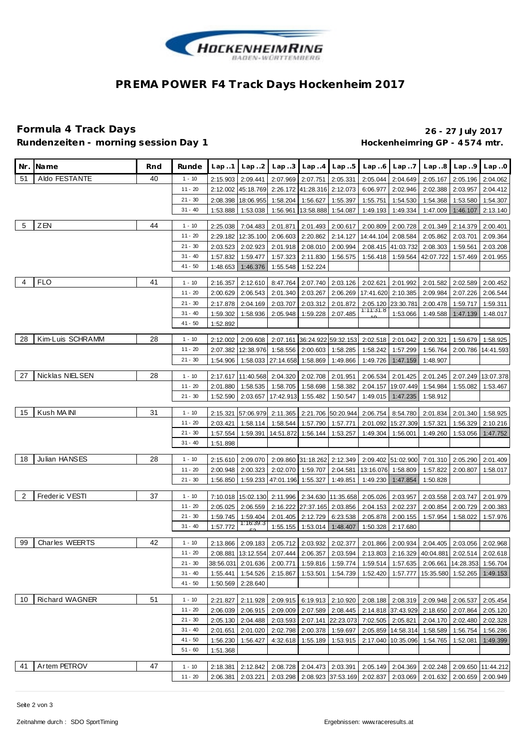# PREMA POWER F4 Track Days Hockenheim 2017

## Formula 4 Track Days

**26 - 27 July 2017**

**Rundenzeiten - morning session Day 1**

**Hockenheimring GP - 4574 mtr.**

| Nr. | Name | Rnd | Runde | Lap..1 | Lap..2 | Lap..3 | Lap..4 | Lap..5 | Lap..6 | Lap..7 | Lap..8 | Lap..9 | Lap..0 |
|---|---|---|---|---|---|---|---|---|---|---|---|---|---|
| 51 | Aldo FESTANTE | 40 | 1 - 10 | 2:15.903 | 2:09.441 | 2:07.969 | 2:07.751 | 2:05.331 | 2:05.044 | 2:04.649 | 2:05.167 | 2:05.196 | 2:04.062 |
| | | | 11 - 20 | 2:12.002 | 45:18.769 | 2:26.172 | 41:28.316 | 2:12.073 | 6:06.977 | 2:02.946 | 2:02.388 | 2:03.957 | 2:04.412 |
| | | | 21 - 30 | 2:08.398 | 18:06.955 | 1:58.204 | 1:56.627 | 1:55.397 | 1:55.751 | 1:54.530 | 1:54.368 | 1:53.580 | 1:54.307 |
| | | | 31 - 40 | 1:53.888 | 1:53.038 | 1:56.961 | 13:58.888 | 1:54.087 | 1:49.193 | 1:49.334 | 1:47.009 | 1:46.107 | 2:13.140 |
| 5 | ZEN | 44 | 1 - 10 | 2:25.038 | 7:04.483 | 2:01.871 | 2:01.493 | 2:00.617 | 2:00.809 | 2:00.728 | 2:01.349 | 2:14.379 | 2:00.401 |
| | | | 11 - 20 | 2:29.182 | 12:35.100 | 2:06.603 | 2:20.862 | 2:14.127 | 14:44.104 | 2:08.584 | 2:05.862 | 2:03.701 | 2:09.364 |
| | | | 21 - 30 | 2:03.523 | 2:02.923 | 2:01.918 | 2:08.010 | 2:00.994 | 2:08.415 | 41:03.732 | 2:08.303 | 1:59.561 | 2:03.208 |
| | | | 31 - 40 | 1:57.832 | 1:59.477 | 1:57.323 | 2:11.830 | 1:56.575 | 1:56.418 | 1:59.564 | 42:07.722 | 1:57.469 | 2:01.955 |
| | | | 41 - 50 | 1:48.653 | 1:46.376 | 1:55.548 | 1:52.224 | | | | | | |
| 4 | FLO | 41 | 1 - 10 | 2:16.357 | 2:12.610 | 8:47.764 | 2:07.740 | 2:03.126 | 2:02.621 | 2:01.992 | 2:01.582 | 2:02.589 | 2:00.452 |
| | | | 11 - 20 | 2:00.629 | 2:06.543 | 2:01.340 | 2:03.267 | 2:06.269 | 17:41.620 | 2:10.385 | 2:09.984 | 2:07.226 | 2:06.544 |
| | | | 21 - 30 | 2:17.878 | 2:04.169 | 2:03.707 | 2:03.312 | 2:01.872 | 2:05.120 | 23:30.781 | 2:00.478 | 1:59.717 | 1:59.311 |
| | | | 31 - 40 | 1:59.302 | 1:58.936 | 2:05.948 | 1:59.228 | 2:07.485 | 1:11:31.810 | 1:53.066 | 1:49.588 | 1:47.139 | 1:48.017 |
| | | | 41 - 50 | 1:52.892 | | | | | | | | | |
| 28 | Kim-Luis SCHRAMM | 28 | 1 - 10 | 2:12.002 | 2:09.608 | 2:07.161 | 36:24.922 | 59:32.153 | 2:02.518 | 2:01.042 | 2:00.321 | 1:59.679 | 1:58.925 |
| | | | 11 - 20 | 2:07.382 | 12:38.976 | 1:58.556 | 2:00.603 | 1:58.285 | 1:58.242 | 1:57.299 | 1:56.764 | 2:00.786 | 14:41.593 |
| | | | 21 - 30 | 1:54.906 | 1:58.033 | 27:14.658 | 1:58.869 | 1:49.866 | 1:49.726 | 1:47.159 | 1:48.907 | | |
| 27 | Nicklas NIELSEN | 28 | 1 - 10 | 2:17.617 | 11:40.568 | 2:04.320 | 2:02.708 | 2:01.951 | 2:06.534 | 2:01.425 | 2:01.245 | 2:07.249 | 13:07.378 |
| | | | 11 - 20 | 2:01.880 | 1:58.535 | 1:58.705 | 1:58.698 | 1:58.382 | 2:04.157 | 19:07.449 | 1:54.984 | 1:55.082 | 1:53.467 |
| | | | 21 - 30 | 1:52.590 | 2:03.657 | 17:42.913 | 1:55.482 | 1:50.547 | 1:49.015 | 1:47.235 | 1:58.912 | | |
| 15 | Kush MAINI | 31 | 1 - 10 | 2:15.321 | 57:06.979 | 2:11.365 | 2:21.706 | 50:20.944 | 2:06.754 | 8:54.780 | 2:01.834 | 2:01.340 | 1:58.925 |
| | | | 11 - 20 | 2:03.421 | 1:58.114 | 1:58.544 | 1:57.790 | 1:57.771 | 2:01.092 | 15:27.309 | 1:57.321 | 1:56.329 | 2:10.216 |
| | | | 21 - 30 | 1:57.554 | 1:59.391 | 14:51.872 | 1:56.144 | 1:53.257 | 1:49.304 | 1:56.001 | 1:49.260 | 1:53.056 | 1:47.752 |
| | | | 31 - 40 | 1:51.898 | | | | | | | | | |
| 18 | Julian HANSES | 28 | 1 - 10 | 2:15.610 | 2:09.070 | 2:09.860 | 31:18.262 | 2:12.349 | 2:09.402 | 51:02.900 | 7:01.310 | 2:05.290 | 2:01.409 |
| | | | 11 - 20 | 2:00.948 | 2:00.323 | 2:02.070 | 1:59.707 | 2:04.581 | 13:16.076 | 1:58.809 | 1:57.822 | 2:00.807 | 1:58.017 |
| | | | 21 - 30 | 1:56.850 | 1:59.233 | 47:01.196 | 1:55.327 | 1:49.851 | 1:49.230 | 1:47.854 | 1:50.828 | | |
| 2 | Frederic VESTI | 37 | 1 - 10 | 7:10.018 | 15:02.130 | 2:11.996 | 2:34.630 | 11:35.658 | 2:05.026 | 2:03.957 | 2:03.558 | 2:03.747 | 2:01.979 |
| | | | 11 - 20 | 2:05.025 | 2:06.559 | 2:16.222 | 27:37.165 | 2:03.856 | 2:04.153 | 2:02.237 | 2:00.854 | 2:00.729 | 2:00.383 |
| | | | 21 - 30 | 1:59.745 | 1:59.404 | 2:01.405 | 2:12.729 | 6:23.538 | 2:05.878 | 2:00.155 | 1:57.954 | 1:58.022 | 1:57.976 |
| | | | 31 - 40 | 1:57.772 | 1:16:39.353 | 1:55.155 | 1:53.014 | 1:48.407 | 1:50.328 | 2:17.680 | | | |
| 99 | Charles WEERTS | 42 | 1 - 10 | 2:13.866 | 2:09.183 | 2:05.712 | 2:03.932 | 2:02.377 | 2:01.866 | 2:00.934 | 2:04.405 | 2:03.056 | 2:02.968 |
| | | | 11 - 20 | 2:08.881 | 13:12.554 | 2:07.444 | 2:06.357 | 2:03.594 | 2:13.803 | 2:16.329 | 40:04.881 | 2:02.514 | 2:02.618 |
| | | | 21 - 30 | 38:56.031 | 2:01.636 | 2:00.771 | 1:59.816 | 1:59.774 | 1:59.514 | 1:57.635 | 2:06.661 | 14:28.353 | 1:56.704 |
| | | | 31 - 40 | 1:55.441 | 1:54.526 | 2:15.867 | 1:53.501 | 1:54.739 | 1:52.420 | 1:57.777 | 15:35.580 | 1:52.265 | 1:49.153 |
| | | | 41 - 50 | 1:50.569 | 2:28.640 | | | | | | | | |
| 10 | Richard WAGNER | 51 | 1 - 10 | 2:21.827 | 2:11.928 | 2:09.915 | 6:19.913 | 2:10.920 | 2:08.188 | 2:08.319 | 2:09.948 | 2:06.537 | 2:05.454 |
| | | | 11 - 20 | 2:06.039 | 2:06.915 | 2:09.009 | 2:07.589 | 2:08.445 | 2:14.818 | 37:43.929 | 2:18.650 | 2:07.864 | 2:05.120 |
| | | | 21 - 30 | 2:05.130 | 2:04.488 | 2:03.593 | 2:07.141 | 22:23.073 | 7:02.505 | 2:05.821 | 2:04.170 | 2:02.480 | 2:02.328 |
| | | | 31 - 40 | 2:01.651 | 2:01.020 | 2:02.798 | 2:00.378 | 1:59.697 | 2:05.859 | 14:58.314 | 1:58.589 | 1:56.754 | 1:56.286 |
| | | | 41 - 50 | 1:56.230 | 1:56.427 | 4:32.618 | 1:55.189 | 1:53.915 | 2:17.040 | 10:35.096 | 1:54.765 | 1:52.081 | 1:49.399 |
| | | | 51 - 60 | 1:51.368 | | | | | | | | | |
| 41 | Artem PETROV | 47 | 1 - 10 | 2:18.381 | 2:12.842 | 2:08.728 | 2:04.473 | 2:03.391 | 2:05.149 | 2:04.369 | 2:02.248 | 2:09.650 | 11:44.212 |
| | | | 11 - 20 | 2:06.381 | 2:03.221 | 2:03.298 | 2:08.923 | 37:53.169 | 2:02.837 | 2:03.069 | 2:01.632 | 2:00.659 | 2:00.949 |

Zeitnahme durch : SDO SportTiming

Ergebnissen: www.raceresults.at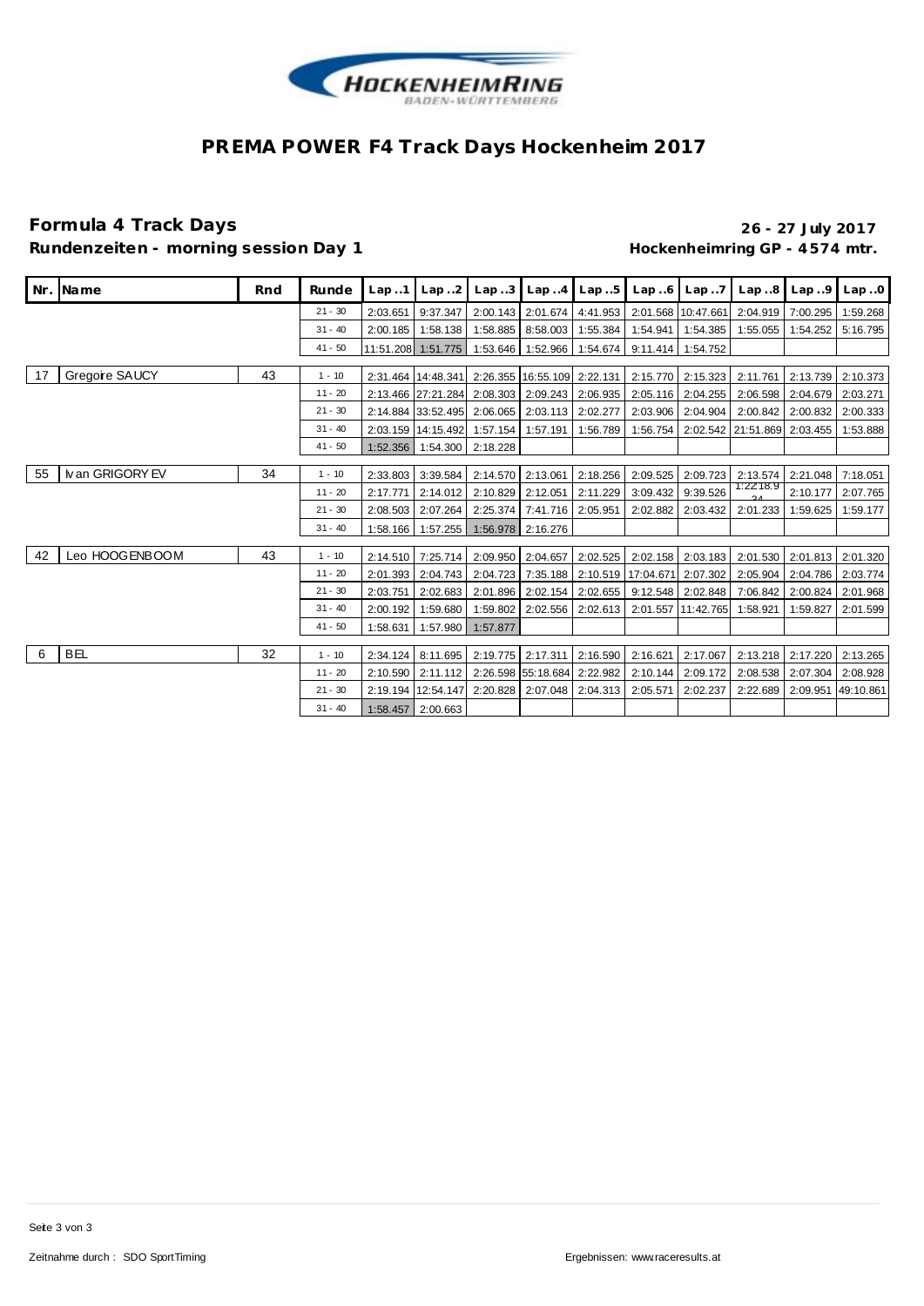# PREMA POWER F4 Track Days Hockenheim 2017

## Formula 4 Track Days

**26 - 27 July 2017**

**Rundenzeiten - morning session Day 1**

**Hockenheimring GP - 4574 mtr.**

| Nr. | Name | Rnd | Runde | Lap..1 | Lap..2 | Lap..3 | Lap..4 | Lap..5 | Lap..6 | Lap..7 | Lap..8 | Lap..9 | Lap..0 |
|---|---|---|---|---|---|---|---|---|---|---|---|---|---|
| | | | 21 - 30 | 2:03.651 | 9:37.347 | 2:00.143 | 2:01.674 | 4:41.953 | 2:01.568 | 10:47.661 | 2:04.919 | 7:00.295 | 1:59.268 |
| | | | 31 - 40 | 2:00.185 | 1:58.138 | 1:58.885 | 8:58.003 | 1:55.384 | 1:54.941 | 1:54.385 | 1:55.055 | 1:54.252 | 5:16.795 |
| | | | 41 - 50 | 11:51.208 | 1:51.775 | 1:53.646 | 1:52.966 | 1:54.674 | 9:11.414 | 1:54.752 | | | |
| 17 | Gregoire SAUCY | 43 | 1 - 10 | 2:31.464 | 14:48.341 | 2:26.355 | 16:55.109 | 2:22.131 | 2:15.770 | 2:15.323 | 2:11.761 | 2:13.739 | 2:10.373 |
| | | | 11 - 20 | 2:13.466 | 27:21.284 | 2:08.303 | 2:09.243 | 2:06.935 | 2:05.116 | 2:04.255 | 2:06.598 | 2:04.679 | 2:03.271 |
| | | | 21 - 30 | 2:14.884 | 33:52.495 | 2:06.065 | 2:03.113 | 2:02.277 | 2:03.906 | 2:04.904 | 2:00.842 | 2:00.832 | 2:00.333 |
| | | | 31 - 40 | 2:03.159 | 14:15.492 | 1:57.154 | 1:57.191 | 1:56.789 | 1:56.754 | 2:02.542 | 21:51.869 | 2:03.455 | 1:53.888 |
| | | | 41 - 50 | 1:52.356 | 1:54.300 | 2:18.228 | | | | | | | |
| 55 | Ivan GRIGORYEV | 34 | 1 - 10 | 2:33.803 | 3:39.584 | 2:14.570 | 2:13.061 | 2:18.256 | 2:09.525 | 2:09.723 | 2:13.574 | 2:21.048 | 7:18.051 |
| | | | 11 - 20 | 2:17.771 | 2:14.012 | 2:10.829 | 2:12.051 | 2:11.229 | 3:09.432 | 9:39.526 | 1:22:18.924 | 2:10.177 | 2:07.765 |
| | | | 21 - 30 | 2:08.503 | 2:07.264 | 2:25.374 | 7:41.716 | 2:05.951 | 2:02.882 | 2:03.432 | 2:01.233 | 1:59.625 | 1:59.177 |
| | | | 31 - 40 | 1:58.166 | 1:57.255 | 1:56.978 | 2:16.276 | | | | | | |
| 42 | Leo HOOGENBOOM | 43 | 1 - 10 | 2:14.510 | 7:25.714 | 2:09.950 | 2:04.657 | 2:02.525 | 2:02.158 | 2:03.183 | 2:01.530 | 2:01.813 | 2:01.320 |
| | | | 11 - 20 | 2:01.393 | 2:04.743 | 2:04.723 | 7:35.188 | 2:10.519 | 17:04.671 | 2:07.302 | 2:05.904 | 2:04.786 | 2:03.774 |
| | | | 21 - 30 | 2:03.751 | 2:02.683 | 2:01.896 | 2:02.154 | 2:02.655 | 9:12.548 | 2:02.848 | 7:06.842 | 2:00.824 | 2:01.968 |
| | | | 31 - 40 | 2:00.192 | 1:59.680 | 1:59.802 | 2:02.556 | 2:02.613 | 2:01.557 | 11:42.765 | 1:58.921 | 1:59.827 | 2:01.599 |
| | | | 41 - 50 | 1:58.631 | 1:57.980 | 1:57.877 | | | | | | | |
| 6 | BEL | 32 | 1 - 10 | 2:34.124 | 8:11.695 | 2:19.775 | 2:17.311 | 2:16.590 | 2:16.621 | 2:17.067 | 2:13.218 | 2:17.220 | 2:13.265 |
| | | | 11 - 20 | 2:10.590 | 2:11.112 | 2:26.598 | 55:18.684 | 2:22.982 | 2:10.144 | 2:09.172 | 2:08.538 | 2:07.304 | 2:08.928 |
| | | | 21 - 30 | 2:19.194 | 12:54.147 | 2:20.828 | 2:07.048 | 2:04.313 | 2:05.571 | 2:02.237 | 2:22.689 | 2:09.951 | 49:10.861 |
| | | | 31 - 40 | 1:58.457 | 2:00.663 | | | | | | | | |

Zeitnahme durch : SDO SportTiming

Ergebnissen: www.raceresults.at